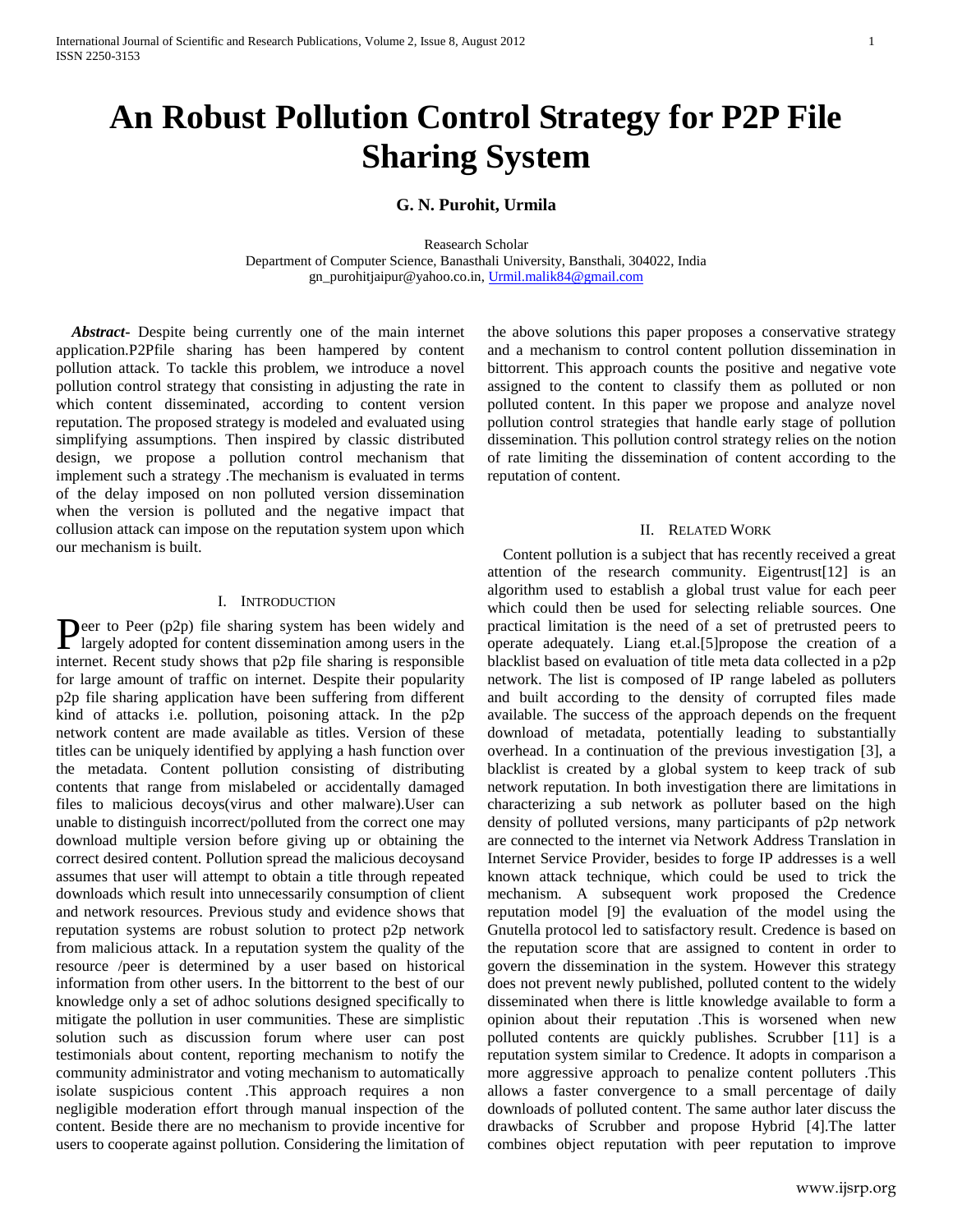# An Robust Pollution Control Strategy for P2P File Sharing System

**G. N. Purohit, Urmila**

Reasearch Scholar
Department of Computer Science, Banasthali University, Bansthali, 304022, India
gn_purohitjaipur@yahoo.co.in, Urmil.malik84@gmail.com

***Abstract***- Despite being currently one of the main internet application.P2Pfile sharing has been hampered by content pollution attack. To tackle this problem, we introduce a novel pollution control strategy that consisting in adjusting the rate in which content disseminated, according to content version reputation. The proposed strategy is modeled and evaluated using simplifying assumptions. Then inspired by classic distributed design, we propose a pollution control mechanism that implement such a strategy .The mechanism is evaluated in terms of the delay imposed on non polluted version dissemination when the version is polluted and the negative impact that collusion attack can impose on the reputation system upon which our mechanism is built.

## I. Introduction

Peer to Peer (p2p) file sharing system has been widely and largely adopted for content dissemination among users in the internet. Recent study shows that p2p file sharing is responsible for large amount of traffic on internet. Despite their popularity p2p file sharing application have been suffering from different kind of attacks i.e. pollution, poisoning attack. In the p2p network content are made available as titles. Version of these titles can be uniquely identified by applying a hash function over the metadata. Content pollution consisting of distributing contents that range from mislabeled or accidentally damaged files to malicious decoys(virus and other malware).User can unable to distinguish incorrect/polluted from the correct one may download multiple version before giving up or obtaining the correct desired content. Pollution spread the malicious decoysand assumes that user will attempt to obtain a title through repeated downloads which result into unnecessarily consumption of client and network resources. Previous study and evidence shows that reputation systems are robust solution to protect p2p network from malicious attack. In a reputation system the quality of the resource /peer is determined by a user based on historical information from other users. In the bittorrent to the best of our knowledge only a set of adhoc solutions designed specifically to mitigate the pollution in user communities. These are simplistic solution such as discussion forum where user can post testimonials about content, reporting mechanism to notify the community administrator and voting mechanism to automatically isolate suspicious content .This approach requires a non negligible moderation effort through manual inspection of the content. Beside there are no mechanism to provide incentive for users to cooperate against pollution. Considering the limitation of the above solutions this paper proposes a conservative strategy and a mechanism to control content pollution dissemination in bittorrent. This approach counts the positive and negative vote assigned to the content to classify them as polluted or non polluted content. In this paper we propose and analyze novel pollution control strategies that handle early stage of pollution dissemination. This pollution control strategy relies on the notion of rate limiting the dissemination of content according to the reputation of content.

## II. Related Work

Content pollution is a subject that has recently received a great attention of the research community. Eigentrust[12] is an algorithm used to establish a global trust value for each peer which could then be used for selecting reliable sources. One practical limitation is the need of a set of pretrusted peers to operate adequately. Liang et.al.[5]propose the creation of a blacklist based on evaluation of title meta data collected in a p2p network. The list is composed of IP range labeled as polluters and built according to the density of corrupted files made available. The success of the approach depends on the frequent download of metadata, potentially leading to substantially overhead. In a continuation of the previous investigation [3], a blacklist is created by a global system to keep track of sub network reputation. In both investigation there are limitations in characterizing a sub network as polluter based on the high density of polluted versions, many participants of p2p network are connected to the internet via Network Address Translation in Internet Service Provider, besides to forge IP addresses is a well known attack technique, which could be used to trick the mechanism. A subsequent work proposed the Credence reputation model [9] the evaluation of the model using the Gnutella protocol led to satisfactory result. Credence is based on the reputation score that are assigned to content in order to govern the dissemination in the system. However this strategy does not prevent newly published, polluted content to the widely disseminated when there is little knowledge available to form a opinion about their reputation .This is worsened when new polluted contents are quickly publishes. Scrubber [11] is a reputation system similar to Credence. It adopts in comparison a more aggressive approach to penalize content polluters .This allows a faster convergence to a small percentage of daily downloads of polluted content. The same author later discuss the drawbacks of Scrubber and propose Hybrid [4].The latter combines object reputation with peer reputation to improve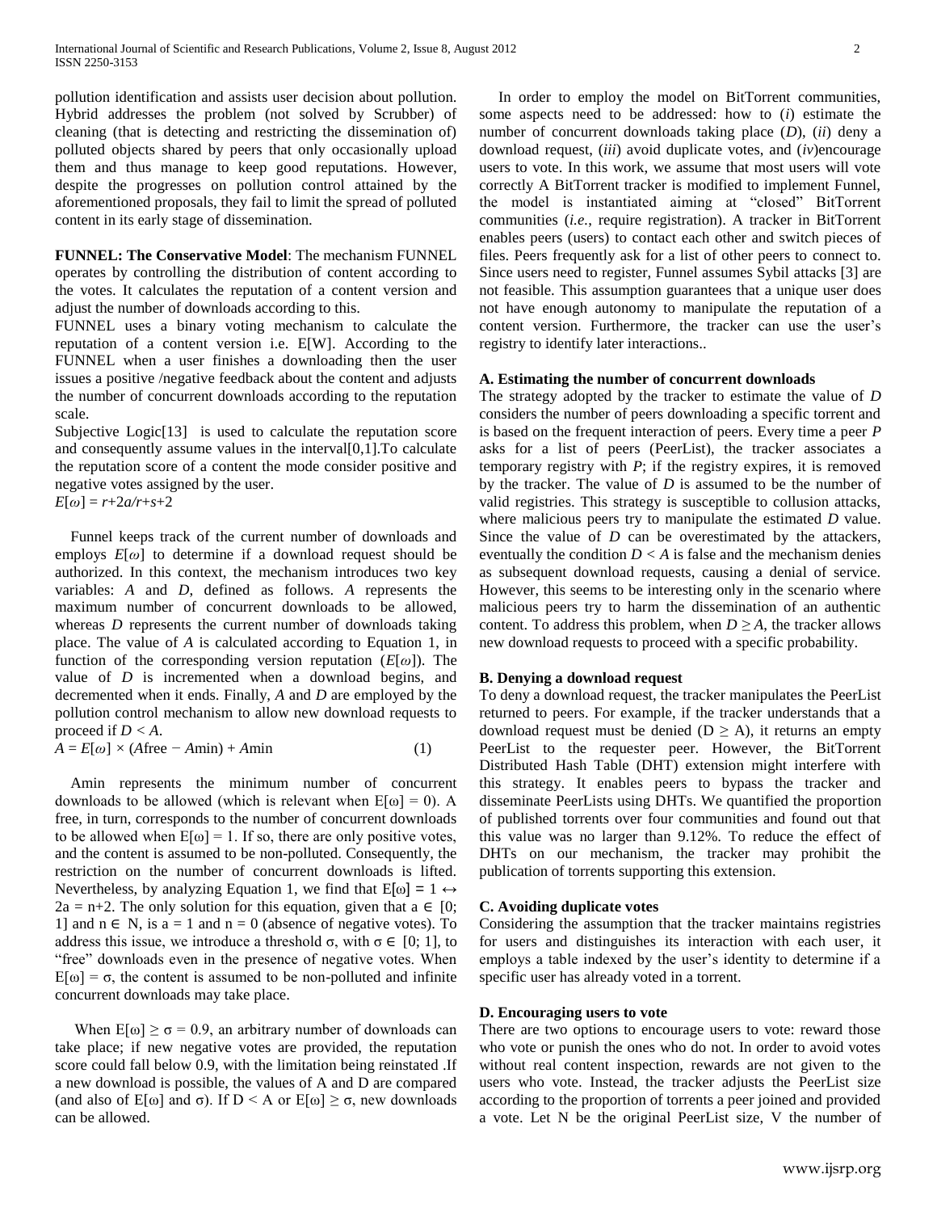pollution identification and assists user decision about pollution. Hybrid addresses the problem (not solved by Scrubber) of cleaning (that is detecting and restricting the dissemination of) polluted objects shared by peers that only occasionally upload them and thus manage to keep good reputations. However, despite the progresses on pollution control attained by the aforementioned proposals, they fail to limit the spread of polluted content in its early stage of dissemination.

**FUNNEL: The Conservative Model**: The mechanism FUNNEL operates by controlling the distribution of content according to the votes. It calculates the reputation of a content version and adjust the number of downloads according to this.

FUNNEL uses a binary voting mechanism to calculate the reputation of a content version i.e. E[W]. According to the FUNNEL when a user finishes a downloading then the user issues a positive /negative feedback about the content and adjusts the number of concurrent downloads according to the reputation scale.

Subjective Logic[13] is used to calculate the reputation score and consequently assume values in the interval[0,1].To calculate the reputation score of a content the mode consider positive and negative votes assigned by the user.

$E[\omega] = r+2a/r+s+2$

Funnel keeps track of the current number of downloads and employs $E[\omega]$ to determine if a download request should be authorized. In this context, the mechanism introduces two key variables: $A$ and $D$, defined as follows. $A$ represents the maximum number of concurrent downloads to be allowed, whereas $D$ represents the current number of downloads taking place. The value of $A$ is calculated according to Equation 1, in function of the corresponding version reputation ($E[\omega]$). The value of $D$ is incremented when a download begins, and decremented when it ends. Finally, $A$ and $D$ are employed by the pollution control mechanism to allow new download requests to proceed if $D < A$.

$$A = E[\omega] \times (A\text{free} - A\text{min}) + A\text{min} \qquad (1)$$

Amin represents the minimum number of concurrent downloads to be allowed (which is relevant when $E[\omega] = 0$). A free, in turn, corresponds to the number of concurrent downloads to be allowed when $E[\omega] = 1$. If so, there are only positive votes, and the content is assumed to be non-polluted. Consequently, the restriction on the number of concurrent downloads is lifted. Nevertheless, by analyzing Equation 1, we find that $E[\omega] = 1 \leftrightarrow 2a = n+2$. The only solution for this equation, given that $a \in [0; 1]$ and $n \in \mathbb{N}$, is $a = 1$ and $n = 0$ (absence of negative votes). To address this issue, we introduce a threshold $\sigma$, with $\sigma \in [0; 1]$, to "free" downloads even in the presence of negative votes. When $E[\omega] = \sigma$, the content is assumed to be non-polluted and infinite concurrent downloads may take place.

When $E[\omega] \geq \sigma = 0.9$, an arbitrary number of downloads can take place; if new negative votes are provided, the reputation score could fall below 0.9, with the limitation being reinstated .If a new download is possible, the values of A and D are compared (and also of $E[\omega]$ and $\sigma$). If $D < A$ or $E[\omega] \geq \sigma$, new downloads can be allowed.

In order to employ the model on BitTorrent communities, some aspects need to be addressed: how to (*i*) estimate the number of concurrent downloads taking place (*D*), (*ii*) deny a download request, (*iii*) avoid duplicate votes, and (*iv*)encourage users to vote. In this work, we assume that most users will vote correctly A BitTorrent tracker is modified to implement Funnel, the model is instantiated aiming at "closed" BitTorrent communities (*i.e.*, require registration). A tracker in BitTorrent enables peers (users) to contact each other and switch pieces of files. Peers frequently ask for a list of other peers to connect to. Since users need to register, Funnel assumes Sybil attacks [3] are not feasible. This assumption guarantees that a unique user does not have enough autonomy to manipulate the reputation of a content version. Furthermore, the tracker can use the user's registry to identify later interactions..

### A. Estimating the number of concurrent downloads

The strategy adopted by the tracker to estimate the value of *D* considers the number of peers downloading a specific torrent and is based on the frequent interaction of peers. Every time a peer *P* asks for a list of peers (PeerList), the tracker associates a temporary registry with *P*; if the registry expires, it is removed by the tracker. The value of *D* is assumed to be the number of valid registries. This strategy is susceptible to collusion attacks, where malicious peers try to manipulate the estimated *D* value. Since the value of *D* can be overestimated by the attackers, eventually the condition $D < A$ is false and the mechanism denies as subsequent download requests, causing a denial of service. However, this seems to be interesting only in the scenario where malicious peers try to harm the dissemination of an authentic content. To address this problem, when $D \geq A$, the tracker allows new download requests to proceed with a specific probability.

### B. Denying a download request

To deny a download request, the tracker manipulates the PeerList returned to peers. For example, if the tracker understands that a download request must be denied ($D \geq A$), it returns an empty PeerList to the requester peer. However, the BitTorrent Distributed Hash Table (DHT) extension might interfere with this strategy. It enables peers to bypass the tracker and disseminate PeerLists using DHTs. We quantified the proportion of published torrents over four communities and found out that this value was no larger than 9.12%. To reduce the effect of DHTs on our mechanism, the tracker may prohibit the publication of torrents supporting this extension.

### C. Avoiding duplicate votes

Considering the assumption that the tracker maintains registries for users and distinguishes its interaction with each user, it employs a table indexed by the user's identity to determine if a specific user has already voted in a torrent.

### D. Encouraging users to vote

There are two options to encourage users to vote: reward those who vote or punish the ones who do not. In order to avoid votes without real content inspection, rewards are not given to the users who vote. Instead, the tracker adjusts the PeerList size according to the proportion of torrents a peer joined and provided a vote. Let N be the original PeerList size, V the number of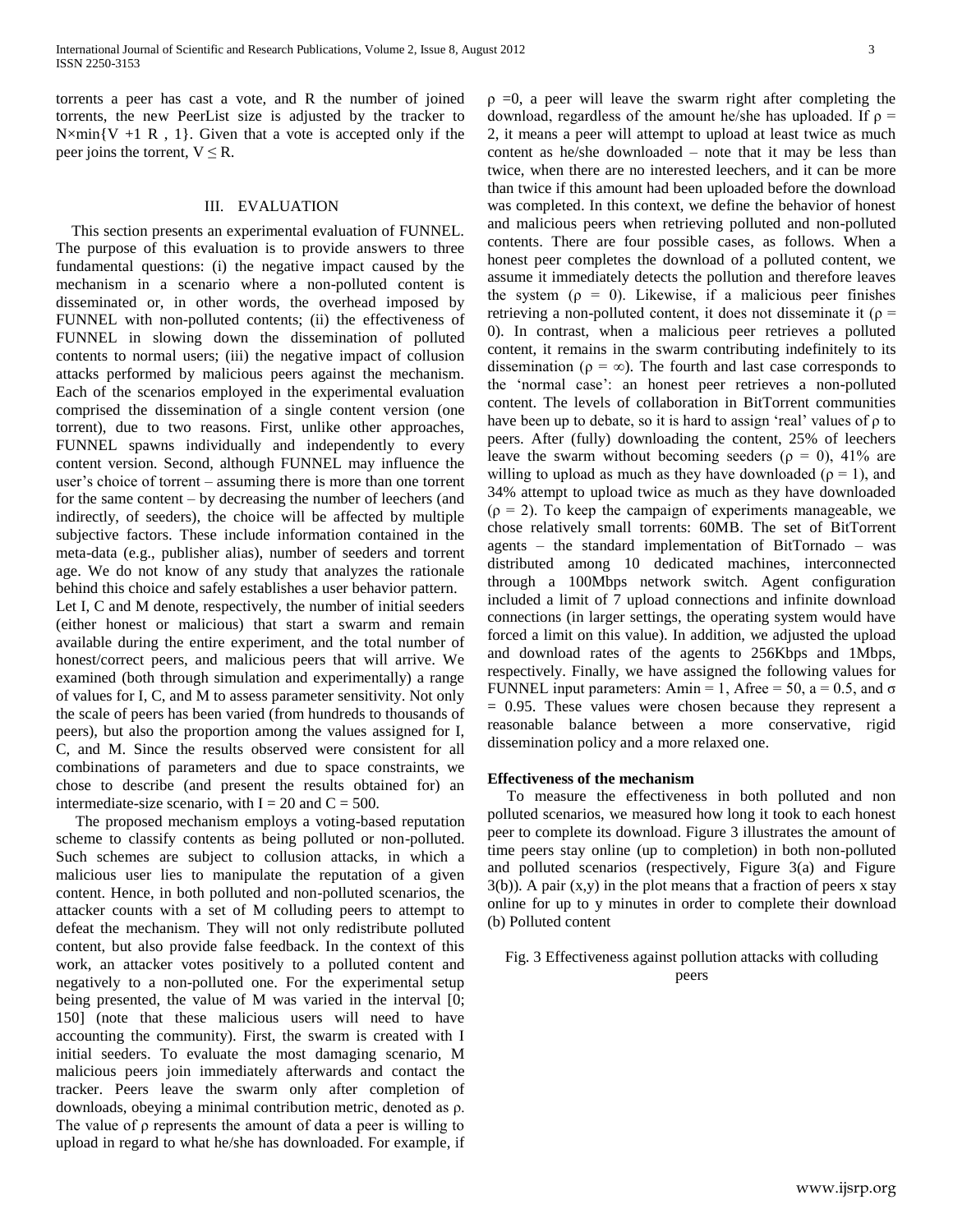torrents a peer has cast a vote, and R the number of joined torrents, the new PeerList size is adjusted by the tracker to N×min{V +1 R , 1}. Given that a vote is accepted only if the peer joins the torrent, $V \leq R$.

## III. EVALUATION

This section presents an experimental evaluation of FUNNEL. The purpose of this evaluation is to provide answers to three fundamental questions: (i) the negative impact caused by the mechanism in a scenario where a non-polluted content is disseminated or, in other words, the overhead imposed by FUNNEL with non-polluted contents; (ii) the effectiveness of FUNNEL in slowing down the dissemination of polluted contents to normal users; (iii) the negative impact of collusion attacks performed by malicious peers against the mechanism. Each of the scenarios employed in the experimental evaluation comprised the dissemination of a single content version (one torrent), due to two reasons. First, unlike other approaches, FUNNEL spawns individually and independently to every content version. Second, although FUNNEL may influence the user's choice of torrent – assuming there is more than one torrent for the same content – by decreasing the number of leechers (and indirectly, of seeders), the choice will be affected by multiple subjective factors. These include information contained in the meta-data (e.g., publisher alias), number of seeders and torrent age. We do not know of any study that analyzes the rationale behind this choice and safely establishes a user behavior pattern.

Let I, C and M denote, respectively, the number of initial seeders (either honest or malicious) that start a swarm and remain available during the entire experiment, and the total number of honest/correct peers, and malicious peers that will arrive. We examined (both through simulation and experimentally) a range of values for I, C, and M to assess parameter sensitivity. Not only the scale of peers has been varied (from hundreds to thousands of peers), but also the proportion among the values assigned for I, C, and M. Since the results observed were consistent for all combinations of parameters and due to space constraints, we chose to describe (and present the results obtained for) an intermediate-size scenario, with $I = 20$ and $C = 500$.

The proposed mechanism employs a voting-based reputation scheme to classify contents as being polluted or non-polluted. Such schemes are subject to collusion attacks, in which a malicious user lies to manipulate the reputation of a given content. Hence, in both polluted and non-polluted scenarios, the attacker counts with a set of M colluding peers to attempt to defeat the mechanism. They will not only redistribute polluted content, but also provide false feedback. In the context of this work, an attacker votes positively to a polluted content and negatively to a non-polluted one. For the experimental setup being presented, the value of M was varied in the interval [0; 150] (note that these malicious users will need to have accounting the community). First, the swarm is created with I initial seeders. To evaluate the most damaging scenario, M malicious peers join immediately afterwards and contact the tracker. Peers leave the swarm only after completion of downloads, obeying a minimal contribution metric, denoted as $\rho$. The value of $\rho$ represents the amount of data a peer is willing to upload in regard to what he/she has downloaded. For example, if $\rho = 0$, a peer will leave the swarm right after completing the download, regardless of the amount he/she has uploaded. If $\rho = 2$, it means a peer will attempt to upload at least twice as much content as he/she downloaded – note that it may be less than twice, when there are no interested leechers, and it can be more than twice if this amount had been uploaded before the download was completed. In this context, we define the behavior of honest and malicious peers when retrieving polluted and non-polluted contents. There are four possible cases, as follows. When a honest peer completes the download of a polluted content, we assume it immediately detects the pollution and therefore leaves the system ($\rho = 0$). Likewise, if a malicious peer finishes retrieving a non-polluted content, it does not disseminate it ($\rho = 0$). In contrast, when a malicious peer retrieves a polluted content, it remains in the swarm contributing indefinitely to its dissemination ($\rho = \infty$). The fourth and last case corresponds to the 'normal case': an honest peer retrieves a non-polluted content. The levels of collaboration in BitTorrent communities have been up to debate, so it is hard to assign 'real' values of $\rho$ to peers. After (fully) downloading the content, 25% of leechers leave the swarm without becoming seeders ($\rho = 0$), 41% are willing to upload as much as they have downloaded ($\rho = 1$), and 34% attempt to upload twice as much as they have downloaded ($\rho = 2$). To keep the campaign of experiments manageable, we chose relatively small torrents: 60MB. The set of BitTorrent agents – the standard implementation of BitTornado – was distributed among 10 dedicated machines, interconnected through a 100Mbps network switch. Agent configuration included a limit of 7 upload connections and infinite download connections (in larger settings, the operating system would have forced a limit on this value). In addition, we adjusted the upload and download rates of the agents to 256Kbps and 1Mbps, respectively. Finally, we have assigned the following values for FUNNEL input parameters: $A_{min} = 1$, $A_{free} = 50$, $a = 0.5$, and $\sigma = 0.95$. These values were chosen because they represent a reasonable balance between a more conservative, rigid dissemination policy and a more relaxed one.

### Effectiveness of the mechanism

To measure the effectiveness in both polluted and non polluted scenarios, we measured how long it took to each honest peer to complete its download. Figure 3 illustrates the amount of time peers stay online (up to completion) in both non-polluted and polluted scenarios (respectively, Figure 3(a) and Figure 3(b)). A pair (x,y) in the plot means that a fraction of peers x stay online for up to y minutes in order to complete their download (b) Polluted content

Fig. 3 Effectiveness against pollution attacks with colluding peers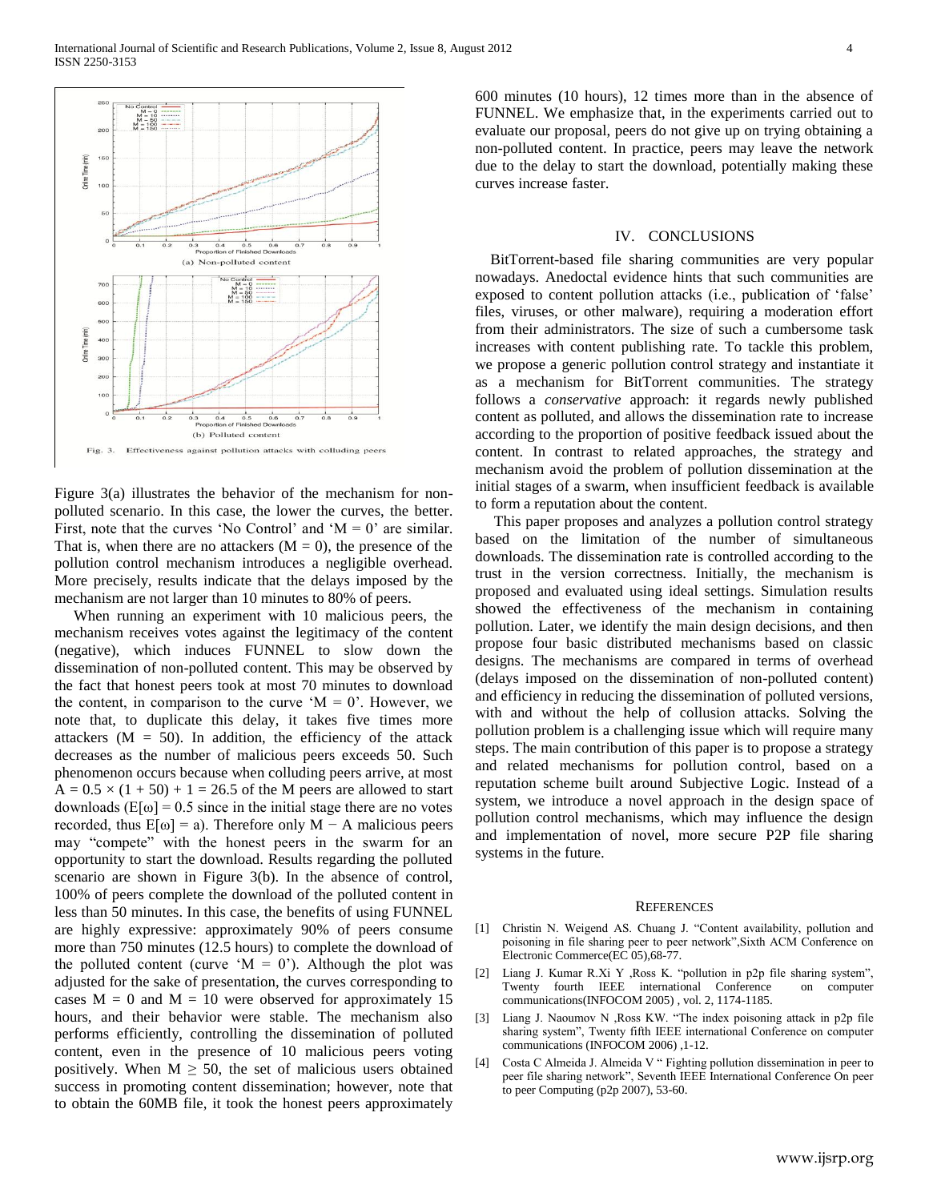250
No Control
M = 0
M = 10
M = 50
M = 100
M = 150
200
150
Online Time (min)
100
50
0
0 0.1 0.2 0.3 0.4 0.5 0.6 0.7 0.8 0.9 1
Proportion of Finished Downloads
(a) Non-polluted content

700
No Control
M = 0
M = 10
M = 50
M = 100
M = 150
600
500
Online Time (min)
400
300
200
100
0
0 0.1 0.2 0.3 0.4 0.5 0.6 0.7 0.8 0.9 1
Proportion of Finished Downloads
(b) Polluted content

Fig. 3. Effectiveness against pollution attacks with colluding peers

Figure 3(a) illustrates the behavior of the mechanism for non-polluted scenario. In this case, the lower the curves, the better. First, note that the curves 'No Control' and '$M = 0$' are similar. That is, when there are no attackers ($M = 0$), the presence of the pollution control mechanism introduces a negligible overhead. More precisely, results indicate that the delays imposed by the mechanism are not larger than 10 minutes to 80% of peers.

When running an experiment with 10 malicious peers, the mechanism receives votes against the legitimacy of the content (negative), which induces FUNNEL to slow down the dissemination of non-polluted content. This may be observed by the fact that honest peers took at most 70 minutes to download the content, in comparison to the curve '$M = 0$'. However, we note that, to duplicate this delay, it takes five times more attackers ($M = 50$). In addition, the efficiency of the attack decreases as the number of malicious peers exceeds 50. Such phenomenon occurs because when colluding peers arrive, at most $A = 0.5 \times (1 + 50) + 1 = 26.5$ of the M peers are allowed to start downloads ($E[\omega] = 0.5$ since in the initial stage there are no votes recorded, thus $E[\omega] = a$). Therefore only $M - A$ malicious peers may "compete" with the honest peers in the swarm for an opportunity to start the download. Results regarding the polluted scenario are shown in Figure 3(b). In the absence of control, 100% of peers complete the download of the polluted content in less than 50 minutes. In this case, the benefits of using FUNNEL are highly expressive: approximately 90% of peers consume more than 750 minutes (12.5 hours) to complete the download of the polluted content (curve '$M = 0$'). Although the plot was adjusted for the sake of presentation, the curves corresponding to cases $M = 0$ and $M = 10$ were observed for approximately 15 hours, and their behavior were stable. The mechanism also performs efficiently, controlling the dissemination of polluted content, even in the presence of 10 malicious peers voting positively. When $M \geq 50$, the set of malicious users obtained success in promoting content dissemination; however, note that to obtain the 60MB file, it took the honest peers approximately 600 minutes (10 hours), 12 times more than in the absence of FUNNEL. We emphasize that, in the experiments carried out to evaluate our proposal, peers do not give up on trying obtaining a non-polluted content. In practice, peers may leave the network due to the delay to start the download, potentially making these curves increase faster.

## IV. Conclusions

BitTorrent-based file sharing communities are very popular nowadays. Anedoctal evidence hints that such communities are exposed to content pollution attacks (i.e., publication of 'false' files, viruses, or other malware), requiring a moderation effort from their administrators. The size of such a cumbersome task increases with content publishing rate. To tackle this problem, we propose a generic pollution control strategy and instantiate it as a mechanism for BitTorrent communities. The strategy follows a *conservative* approach: it regards newly published content as polluted, and allows the dissemination rate to increase according to the proportion of positive feedback issued about the content. In contrast to related approaches, the strategy and mechanism avoid the problem of pollution dissemination at the initial stages of a swarm, when insufficient feedback is available to form a reputation about the content.

This paper proposes and analyzes a pollution control strategy based on the limitation of the number of simultaneous downloads. The dissemination rate is controlled according to the trust in the version correctness. Initially, the mechanism is proposed and evaluated using ideal settings. Simulation results showed the effectiveness of the mechanism in containing pollution. Later, we identify the main design decisions, and then propose four basic distributed mechanisms based on classic designs. The mechanisms are compared in terms of overhead (delays imposed on the dissemination of non-polluted content) and efficiency in reducing the dissemination of polluted versions, with and without the help of collusion attacks. Solving the pollution problem is a challenging issue which will require many steps. The main contribution of this paper is to propose a strategy and related mechanisms for pollution control, based on a reputation scheme built around Subjective Logic. Instead of a system, we introduce a novel approach in the design space of pollution control mechanisms, which may influence the design and implementation of novel, more secure P2P file sharing systems in the future.

## References

[1] Christin N. Weigend AS. Chuang J. "Content availability, pollution and poisoning in file sharing peer to peer network",Sixth ACM Conference on Electronic Commerce(EC 05),68-77.

[2] Liang J. Kumar R.Xi Y ,Ross K. "pollution in p2p file sharing system", Twenty fourth IEEE international Conference on computer communications(INFOCOM 2005) , vol. 2, 1174-1185.

[3] Liang J. Naoumov N ,Ross KW. "The index poisoning attack in p2p file sharing system", Twenty fifth IEEE international Conference on computer communications (INFOCOM 2006) ,1-12.

[4] Costa C Almeida J. Almeida V " Fighting pollution dissemination in peer to peer file sharing network", Seventh IEEE International Conference On peer to peer Computing (p2p 2007), 53-60.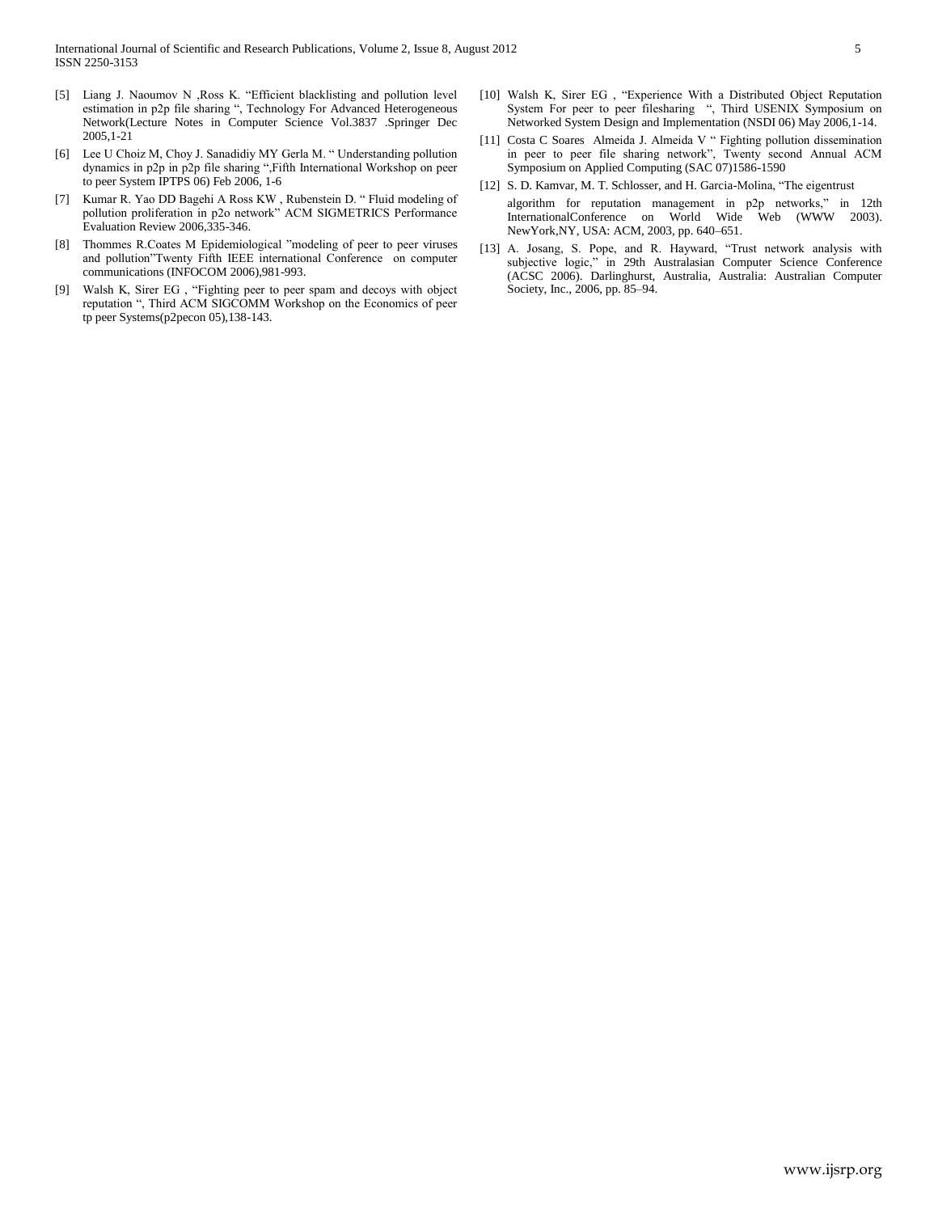[5] Liang J. Naoumov N ,Ross K. "Efficient blacklisting and pollution level estimation in p2p file sharing ", Technology For Advanced Heterogeneous Network(Lecture Notes in Computer Science Vol.3837 .Springer Dec 2005,1-21

[6] Lee U Choiz M, Choy J. Sanadidiy MY Gerla M. " Understanding pollution dynamics in p2p in p2p file sharing ",Fifth International Workshop on peer to peer System IPTPS 06) Feb 2006, 1-6

[7] Kumar R. Yao DD Bagehi A Ross KW , Rubenstein D. " Fluid modeling of pollution proliferation in p2o network" ACM SIGMETRICS Performance Evaluation Review 2006,335-346.

[8] Thommes R.Coates M Epidemiological "modeling of peer to peer viruses and pollution"Twenty Fifth IEEE international Conference on computer communications (INFOCOM 2006),981-993.

[9] Walsh K, Sirer EG , "Fighting peer to peer spam and decoys with object reputation ", Third ACM SIGCOMM Workshop on the Economics of peer tp peer Systems(p2pecon 05),138-143.

[10] Walsh K, Sirer EG , "Experience With a Distributed Object Reputation System For peer to peer filesharing ", Third USENIX Symposium on Networked System Design and Implementation (NSDI 06) May 2006,1-14.

[11] Costa C Soares Almeida J. Almeida V " Fighting pollution dissemination in peer to peer file sharing network", Twenty second Annual ACM Symposium on Applied Computing (SAC 07)1586-1590

[12] S. D. Kamvar, M. T. Schlosser, and H. Garcia-Molina, "The eigentrust algorithm for reputation management in p2p networks," in 12th InternationalConference on World Wide Web (WWW 2003). NewYork,NY, USA: ACM, 2003, pp. 640–651.

[13] A. Josang, S. Pope, and R. Hayward, "Trust network analysis with subjective logic," in 29th Australasian Computer Science Conference (ACSC 2006). Darlinghurst, Australia, Australia: Australian Computer Society, Inc., 2006, pp. 85–94.